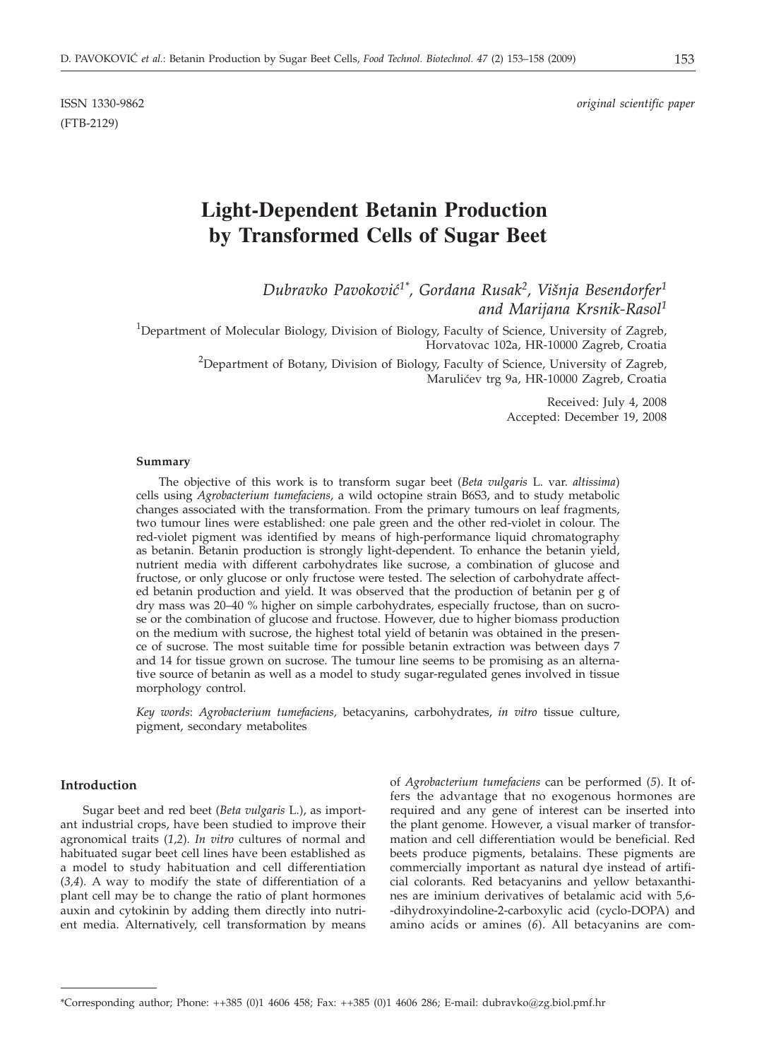ISSN 1330-9862 *original scientific paper*
(FTB-2129)

# Light-Dependent Betanin Production by Transformed Cells of Sugar Beet

*Dubravko Pavoković[1*], Gordana Rusak[2], Višnja Besendorfer[1] and Marijana Krsnik-Rasol[1]*

[1]Department of Molecular Biology, Division of Biology, Faculty of Science, University of Zagreb, Horvatovac 102a, HR-10000 Zagreb, Croatia

[2]Department of Botany, Division of Biology, Faculty of Science, University of Zagreb, Marulićev trg 9a, HR-10000 Zagreb, Croatia

Received: July 4, 2008
Accepted: December 19, 2008

### Summary

The objective of this work is to transform sugar beet (*Beta vulgaris* L. var. *altissima*) cells using *Agrobacterium tumefaciens*, a wild octopine strain B6S3, and to study metabolic changes associated with the transformation. From the primary tumours on leaf fragments, two tumour lines were established: one pale green and the other red-violet in colour. The red-violet pigment was identified by means of high-performance liquid chromatography as betanin. Betanin production is strongly light-dependent. To enhance the betanin yield, nutrient media with different carbohydrates like sucrose, a combination of glucose and fructose, or only glucose or only fructose were tested. The selection of carbohydrate affected betanin production and yield. It was observed that the production of betanin per g of dry mass was 20–40 % higher on simple carbohydrates, especially fructose, than on sucrose or the combination of glucose and fructose. However, due to higher biomass production on the medium with sucrose, the highest total yield of betanin was obtained in the presence of sucrose. The most suitable time for possible betanin extraction was between days 7 and 14 for tissue grown on sucrose. The tumour line seems to be promising as an alternative source of betanin as well as a model to study sugar-regulated genes involved in tissue morphology control.

*Key words*: *Agrobacterium tumefaciens*, betacyanins, carbohydrates, *in vitro* tissue culture, pigment, secondary metabolites

## Introduction

Sugar beet and red beet (*Beta vulgaris* L.), as important industrial crops, have been studied to improve their agronomical traits (*1,2*). *In vitro* cultures of normal and habituated sugar beet cell lines have been established as a model to study habituation and cell differentiation (*3,4*). A way to modify the state of differentiation of a plant cell may be to change the ratio of plant hormones auxin and cytokinin by adding them directly into nutrient media. Alternatively, cell transformation by means of *Agrobacterium tumefaciens* can be performed (*5*). It offers the advantage that no exogenous hormones are required and any gene of interest can be inserted into the plant genome. However, a visual marker of transformation and cell differentiation would be beneficial. Red beets produce pigments, betalains. These pigments are commercially important as natural dye instead of artificial colorants. Red betacyanins and yellow betaxanthines are iminium derivatives of betalamic acid with 5,6-dihydroxyindoline-2-carboxylic acid (cyclo-DOPA) and amino acids or amines (*6*). All betacyanins are com-

*Corresponding author; Phone: ++385 (0)1 4606 458; Fax: ++385 (0)1 4606 286; E-mail: dubravko@zg.biol.pmf.hr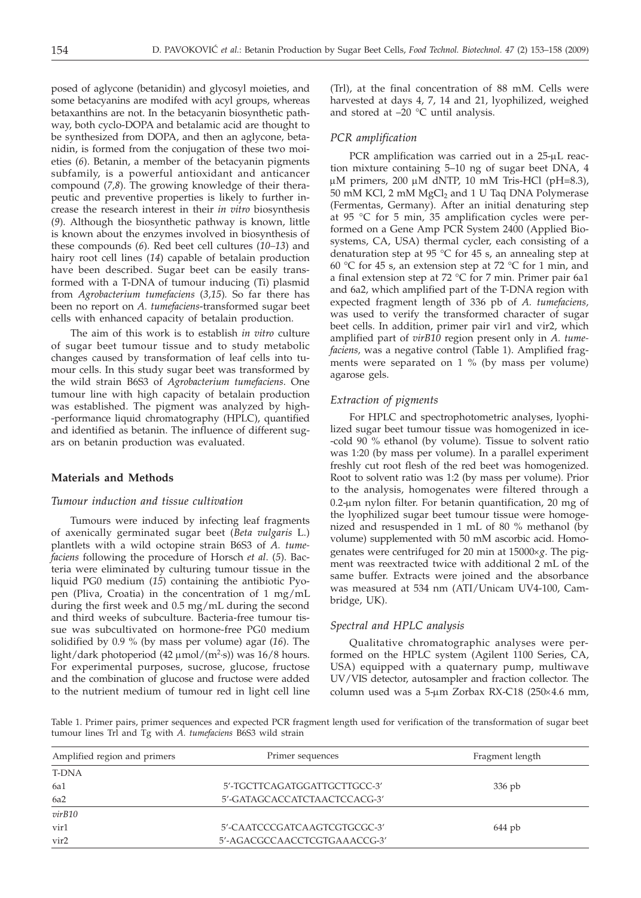posed of aglycone (betanidin) and glycosyl moieties, and some betacyanins are modifed with acyl groups, whereas betaxanthins are not. In the betacyanin biosynthetic pathway, both cyclo-DOPA and betalamic acid are thought to be synthesized from DOPA, and then an aglycone, betanidin, is formed from the conjugation of these two moieties (*6*). Betanin, a member of the betacyanin pigments subfamily, is a powerful antioxidant and anticancer compound (*7,8*). The growing knowledge of their therapeutic and preventive properties is likely to further increase the research interest in their *in vitro* biosynthesis (*9*). Although the biosynthetic pathway is known, little is known about the enzymes involved in biosynthesis of these compounds (*6*). Red beet cell cultures (*10–13*) and hairy root cell lines (*14*) capable of betalain production have been described. Sugar beet can be easily transformed with a T-DNA of tumour inducing (Ti) plasmid from *Agrobacterium tumefaciens* (*3,15*). So far there has been no report on *A. tumefaciens*-transformed sugar beet cells with enhanced capacity of betalain production.

The aim of this work is to establish *in vitro* culture of sugar beet tumour tissue and to study metabolic changes caused by transformation of leaf cells into tumour cells. In this study sugar beet was transformed by the wild strain B6S3 of *Agrobacterium tumefaciens*. One tumour line with high capacity of betalain production was established. The pigment was analyzed by high-performance liquid chromatography (HPLC), quantified and identified as betanin. The influence of different sugars on betanin production was evaluated.

## Materials and Methods

### *Tumour induction and tissue cultivation*

Tumours were induced by infecting leaf fragments of axenically germinated sugar beet (*Beta vulgaris* L.) plantlets with a wild octopine strain B6S3 of *A. tumefaciens* following the procedure of Horsch *et al.* (*5*). Bacteria were eliminated by culturing tumour tissue in the liquid PG0 medium (*15*) containing the antibiotic Pyopen (Pliva, Croatia) in the concentration of 1 mg/mL during the first week and 0.5 mg/mL during the second and third weeks of subculture. Bacteria-free tumour tissue was subcultivated on hormone-free PG0 medium solidified by 0.9 % (by mass per volume) agar (*16*). The light/dark photoperiod (42 μmol/(m$^2$·s)) was 16/8 hours. For experimental purposes, sucrose, glucose, fructose and the combination of glucose and fructose were added to the nutrient medium of tumour red in light cell line (Trl), at the final concentration of 88 mM. Cells were harvested at days 4, 7, 14 and 21, lyophilized, weighed and stored at –20 °C until analysis.

### *PCR amplification*

PCR amplification was carried out in a 25-μL reaction mixture containing 5–10 ng of sugar beet DNA, 4 μM primers, 200 μM dNTP, 10 mM Tris-HCl (pH=8.3), 50 mM KCl, 2 mM $MgCl_2$ and 1 U Taq DNA Polymerase (Fermentas, Germany). After an initial denaturing step at 95 °C for 5 min, 35 amplification cycles were performed on a Gene Amp PCR System 2400 (Applied Biosystems, CA, USA) thermal cycler, each consisting of a denaturation step at 95 °C for 45 s, an annealing step at 60 °C for 45 s, an extension step at 72 °C for 1 min, and a final extension step at 72 °C for 7 min. Primer pair 6a1 and 6a2, which amplified part of the T-DNA region with expected fragment length of 336 pb of *A. tumefaciens*, was used to verify the transformed character of sugar beet cells. In addition, primer pair vir1 and vir2, which amplified part of *virB10* region present only in *A. tumefaciens*, was a negative control (Table 1). Amplified fragments were separated on 1 % (by mass per volume) agarose gels.

### *Extraction of pigments*

For HPLC and spectrophotometric analyses, lyophilized sugar beet tumour tissue was homogenized in ice-cold 90 % ethanol (by volume). Tissue to solvent ratio was 1:20 (by mass per volume). In a parallel experiment freshly cut root flesh of the red beet was homogenized. Root to solvent ratio was 1:2 (by mass per volume). Prior to the analysis, homogenates were filtered through a 0.2-μm nylon filter. For betanin quantification, 20 mg of the lyophilized sugar beet tumour tissue were homogenized and resuspended in 1 mL of 80 % methanol (by volume) supplemented with 50 mM ascorbic acid. Homogenates were centrifuged for 20 min at 15000×*g*. The pigment was reextracted twice with additional 2 mL of the same buffer. Extracts were joined and the absorbance was measured at 534 nm (ATI/Unicam UV4-100, Cambridge, UK).

### *Spectral and HPLC analysis*

Qualitative chromatographic analyses were performed on the HPLC system (Agilent 1100 Series, CA, USA) equipped with a quaternary pump, multiwave UV/VIS detector, autosampler and fraction collector. The column used was a 5-μm Zorbax RX-C18 (250×4.6 mm,

Table 1. Primer pairs, primer sequences and expected PCR fragment length used for verification of the transformation of sugar beet tumour lines Trl and Tg with *A. tumefaciens* B6S3 wild strain

| Amplified region and primers | Primer sequences | Fragment length |
|---|---|---|
| T-DNA | | |
| 6a1 | 5'-TGCTTCAGATGGATTGCTTGCC-3' | 336 pb |
| 6a2 | 5'-GATAGCACCATCTAACTCCACG-3' | |
| *virB10* | | |
| vir1 | 5'-CAATCCCGATCAAGTCGTGCGC-3' | 644 pb |
| vir2 | 5'-AGACGCCAACCTCGTGAAACCG-3' | |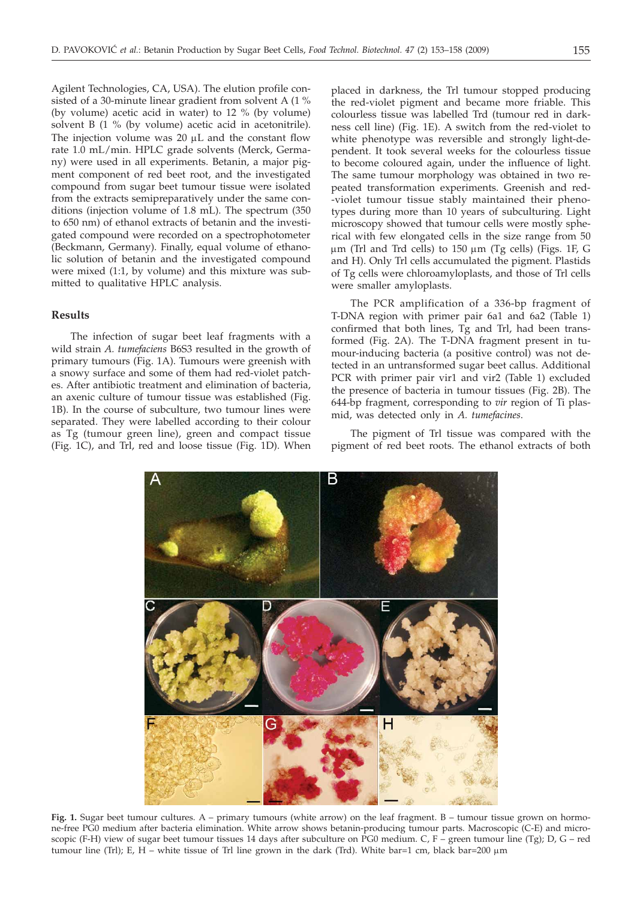Agilent Technologies, CA, USA). The elution profile consisted of a 30-minute linear gradient from solvent A (1 % (by volume) acetic acid in water) to 12 % (by volume) solvent B (1 % (by volume) acetic acid in acetonitrile). The injection volume was 20 μL and the constant flow rate 1.0 mL/min. HPLC grade solvents (Merck, Germany) were used in all experiments. Betanin, a major pigment component of red beet root, and the investigated compound from sugar beet tumour tissue were isolated from the extracts semipreparatively under the same conditions (injection volume of 1.8 mL). The spectrum (350 to 650 nm) of ethanol extracts of betanin and the investigated compound were recorded on a spectrophotometer (Beckmann, Germany). Finally, equal volume of ethanolic solution of betanin and the investigated compound were mixed (1:1, by volume) and this mixture was submitted to qualitative HPLC analysis.

## Results

The infection of sugar beet leaf fragments with a wild strain *A. tumefaciens* B6S3 resulted in the growth of primary tumours (Fig. 1A). Tumours were greenish with a snowy surface and some of them had red-violet patches. After antibiotic treatment and elimination of bacteria, an axenic culture of tumour tissue was established (Fig. 1B). In the course of subculture, two tumour lines were separated. They were labelled according to their colour as Tg (tumour green line), green and compact tissue (Fig. 1C), and Trl, red and loose tissue (Fig. 1D). When placed in darkness, the Trl tumour stopped producing the red-violet pigment and became more friable. This colourless tissue was labelled Trd (tumour red in darkness cell line) (Fig. 1E). A switch from the red-violet to white phenotype was reversible and strongly light-dependent. It took several weeks for the colourless tissue to become coloured again, under the influence of light. The same tumour morphology was obtained in two repeated transformation experiments. Greenish and red-violet tumour tissue stably maintained their phenotypes during more than 10 years of subculturing. Light microscopy showed that tumour cells were mostly spherical with few elongated cells in the size range from 50 μm (Trl and Trd cells) to 150 μm (Tg cells) (Figs. 1F, G and H). Only Trl cells accumulated the pigment. Plastids of Tg cells were chloroamyloplasts, and those of Trl cells were smaller amyloplasts.

The PCR amplification of a 336-bp fragment of T-DNA region with primer pair 6a1 and 6a2 (Table 1) confirmed that both lines, Tg and Trl, had been transformed (Fig. 2A). The T-DNA fragment present in tumour-inducing bacteria (a positive control) was not detected in an untransformed sugar beet callus. Additional PCR with primer pair vir1 and vir2 (Table 1) excluded the presence of bacteria in tumour tissues (Fig. 2B). The 644-bp fragment, corresponding to *vir* region of Ti plasmid, was detected only in *A. tumefacines*.

The pigment of Trl tissue was compared with the pigment of red beet roots. The ethanol extracts of both

**Fig. 1.** Sugar beet tumour cultures. A – primary tumours (white arrow) on the leaf fragment. B – tumour tissue grown on hormone-free PG0 medium after bacteria elimination. White arrow shows betanin-producing tumour parts. Macroscopic (C-E) and microscopic (F-H) view of sugar beet tumour tissues 14 days after subculture on PG0 medium. C, F – green tumour line (Tg); D, G – red tumour line (Trl); E, H – white tissue of Trl line grown in the dark (Trd). White bar=1 cm, black bar=200 μm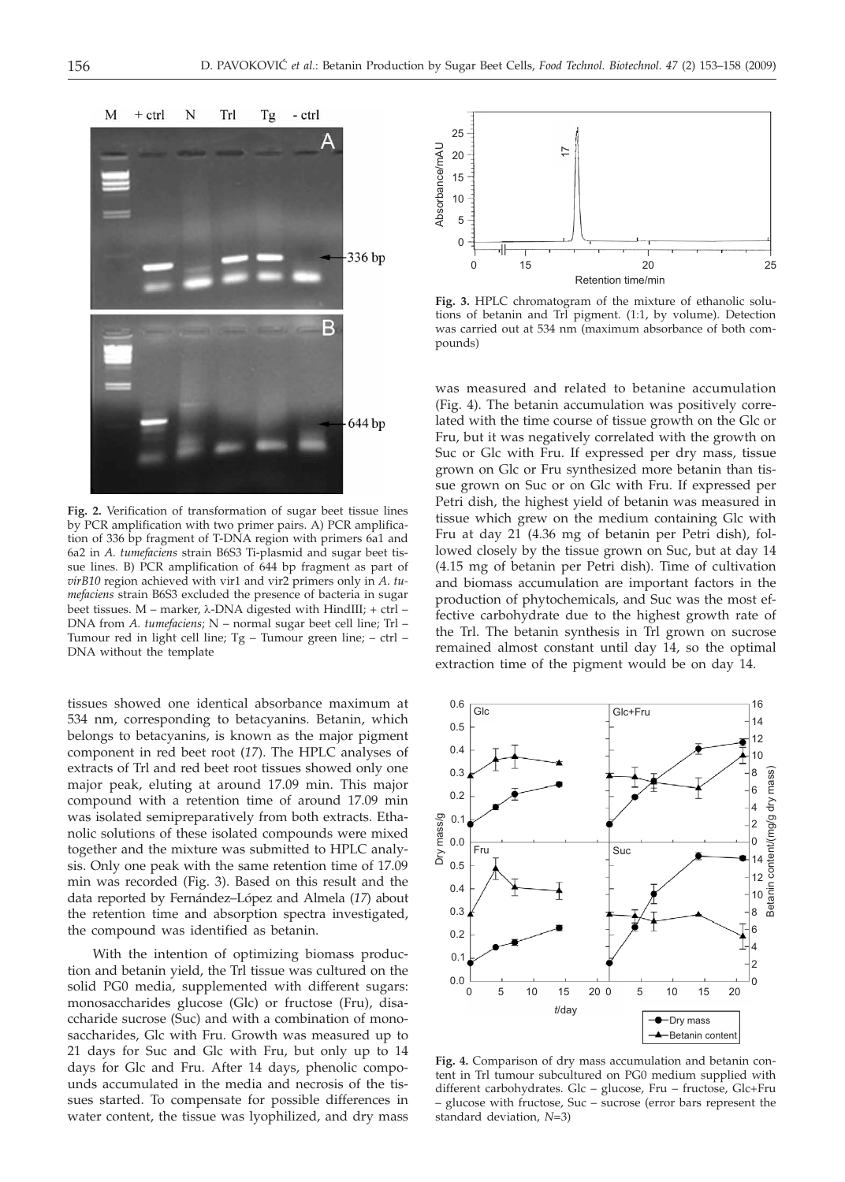Fig. 2. Verification of transformation of sugar beet tissue lines by PCR amplification with two primer pairs. A) PCR amplification of 336 bp fragment of T-DNA region with primers 6a1 and 6a2 in *A. tumefaciens* strain B6S3 Ti-plasmid and sugar beet tissue lines. B) PCR amplification of 644 bp fragment as part of *virB10* region achieved with vir1 and vir2 primers only in *A. tumefaciens* strain B6S3 excluded the presence of bacteria in sugar beet tissues. M – marker, λ-DNA digested with HindIII; + ctrl – DNA from *A. tumefaciens*; N – normal sugar beet cell line; Trl – Tumour red in light cell line; Tg – Tumour green line; – ctrl – DNA without the template

tissues showed one identical absorbance maximum at 534 nm, corresponding to betacyanins. Betanin, which belongs to betacyanins, is known as the major pigment component in red beet root (*17*). The HPLC analyses of extracts of Trl and red beet root tissues showed only one major peak, eluting at around 17.09 min. This major compound with a retention time of around 17.09 min was isolated semipreparatively from both extracts. Ethanolic solutions of these isolated compounds were mixed together and the mixture was submitted to HPLC analysis. Only one peak with the same retention time of 17.09 min was recorded (Fig. 3). Based on this result and the data reported by Fernández–López and Almela (*17*) about the retention time and absorption spectra investigated, the compound was identified as betanin.

With the intention of optimizing biomass production and betanin yield, the Trl tissue was cultured on the solid PG0 media, supplemented with different sugars: monosaccharides glucose (Glc) or fructose (Fru), disaccharide sucrose (Suc) and with a combination of monosaccharides, Glc with Fru. Growth was measured up to 21 days for Suc and Glc with Fru, but only up to 14 days for Glc and Fru. After 14 days, phenolic compounds accumulated in the media and necrosis of the tissues started. To compensate for possible differences in water content, the tissue was lyophilized, and dry mass was measured and related to betanine accumulation (Fig. 4). The betanin accumulation was positively correlated with the time course of tissue growth on the Glc or Fru, but it was negatively correlated with the growth on Suc or Glc with Fru. If expressed per dry mass, tissue grown on Glc or Fru synthesized more betanin than tissue grown on Suc or on Glc with Fru. If expressed per Petri dish, the highest yield of betanin was measured in tissue which grew on the medium containing Glc with Fru at day 21 (4.36 mg of betanin per Petri dish), followed closely by the tissue grown on Suc, but at day 14 (4.15 mg of betanin per Petri dish). Time of cultivation and biomass accumulation are important factors in the production of phytochemicals, and Suc was the most effective carbohydrate due to the highest growth rate of the Trl. The betanin synthesis in Trl grown on sucrose remained almost constant until day 14, so the optimal extraction time of the pigment would be on day 14.

Fig. 3. HPLC chromatogram of the mixture of ethanolic solutions of betanin and Trl pigment. (1:1, by volume). Detection was carried out at 534 nm (maximum absorbance of both compounds)

Fig. 4. Comparison of dry mass accumulation and betanin content in Trl tumour subcultured on PG0 medium supplied with different carbohydrates. Glc – glucose, Fru – fructose, Glc+Fru – glucose with fructose, Suc – sucrose (error bars represent the standard deviation, *N*=3)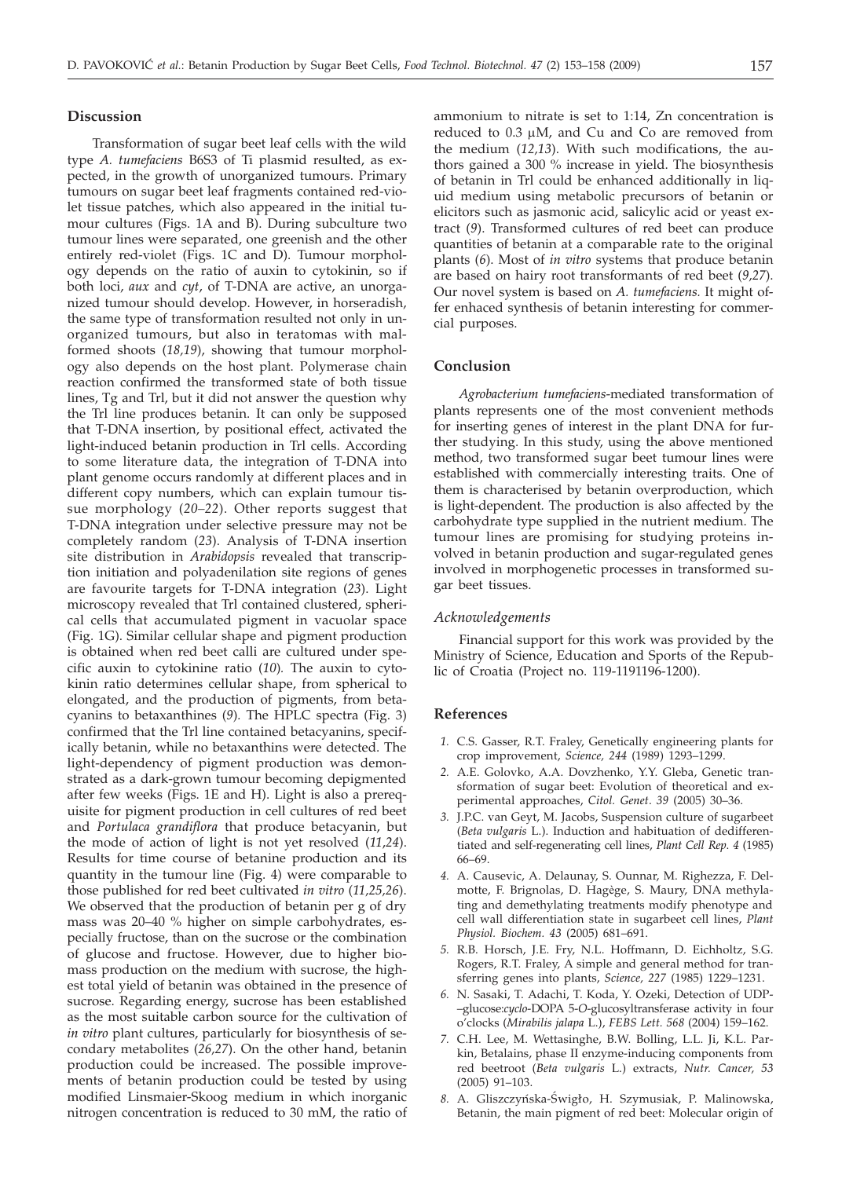## Discussion

Transformation of sugar beet leaf cells with the wild type *A. tumefaciens* B6S3 of Ti plasmid resulted, as expected, in the growth of unorganized tumours. Primary tumours on sugar beet leaf fragments contained red-violet tissue patches, which also appeared in the initial tumour cultures (Figs. 1A and B). During subculture two tumour lines were separated, one greenish and the other entirely red-violet (Figs. 1C and D). Tumour morphology depends on the ratio of auxin to cytokinin, so if both loci, *aux* and *cyt*, of T-DNA are active, an unorganized tumour should develop. However, in horseradish, the same type of transformation resulted not only in unorganized tumours, but also in teratomas with malformed shoots (*18,19*), showing that tumour morphology also depends on the host plant. Polymerase chain reaction confirmed the transformed state of both tissue lines, Tg and Trl, but it did not answer the question why the Trl line produces betanin. It can only be supposed that T-DNA insertion, by positional effect, activated the light-induced betanin production in Trl cells. According to some literature data, the integration of T-DNA into plant genome occurs randomly at different places and in different copy numbers, which can explain tumour tissue morphology (*20–22*). Other reports suggest that T-DNA integration under selective pressure may not be completely random (*23*). Analysis of T-DNA insertion site distribution in *Arabidopsis* revealed that transcription initiation and polyadenilation site regions of genes are favourite targets for T-DNA integration (*23*). Light microscopy revealed that Trl contained clustered, spherical cells that accumulated pigment in vacuolar space (Fig. 1G). Similar cellular shape and pigment production is obtained when red beet calli are cultured under specific auxin to cytokinine ratio (*10*). The auxin to cytokinin ratio determines cellular shape, from spherical to elongated, and the production of pigments, from betacyanins to betaxanthines (*9*). The HPLC spectra (Fig. 3) confirmed that the Trl line contained betacyanins, specifically betanin, while no betaxanthins were detected. The light-dependency of pigment production was demonstrated as a dark-grown tumour becoming depigmented after few weeks (Figs. 1E and H). Light is also a prerequisite for pigment production in cell cultures of red beet and *Portulaca grandiflora* that produce betacyanin, but the mode of action of light is not yet resolved (*11,24*). Results for time course of betanine production and its quantity in the tumour line (Fig. 4) were comparable to those published for red beet cultivated *in vitro* (*11,25,26*). We observed that the production of betanin per g of dry mass was 20–40 % higher on simple carbohydrates, especially fructose, than on the sucrose or the combination of glucose and fructose. However, due to higher biomass production on the medium with sucrose, the highest total yield of betanin was obtained in the presence of sucrose. Regarding energy, sucrose has been established as the most suitable carbon source for the cultivation of *in vitro* plant cultures, particularly for biosynthesis of secondary metabolites (*26,27*). On the other hand, betanin production could be increased. The possible improvements of betanin production could be tested by using modified Linsmaier-Skoog medium in which inorganic nitrogen concentration is reduced to 30 mM, the ratio of ammonium to nitrate is set to 1:14, Zn concentration is reduced to 0.3 μM, and Cu and Co are removed from the medium (*12,13*). With such modifications, the authors gained a 300 % increase in yield. The biosynthesis of betanin in Trl could be enhanced additionally in liquid medium using metabolic precursors of betanin or elicitors such as jasmonic acid, salicylic acid or yeast extract (*9*). Transformed cultures of red beet can produce quantities of betanin at a comparable rate to the original plants (*6*). Most of *in vitro* systems that produce betanin are based on hairy root transformants of red beet (*9,27*). Our novel system is based on *A. tumefaciens.* It might offer enhaced synthesis of betanin interesting for commercial purposes.

## Conclusion

*Agrobacterium tumefaciens*-mediated transformation of plants represents one of the most convenient methods for inserting genes of interest in the plant DNA for further studying. In this study, using the above mentioned method, two transformed sugar beet tumour lines were established with commercially interesting traits. One of them is characterised by betanin overproduction, which is light-dependent. The production is also affected by the carbohydrate type supplied in the nutrient medium. The tumour lines are promising for studying proteins involved in betanin production and sugar-regulated genes involved in morphogenetic processes in transformed sugar beet tissues.

### *Acknowledgements*

Financial support for this work was provided by the Ministry of Science, Education and Sports of the Republic of Croatia (Project no. 119-1191196-1200).

## References

1. C.S. Gasser, R.T. Fraley, Genetically engineering plants for crop improvement, *Science, 244* (1989) 1293–1299.
2. A.E. Golovko, A.A. Dovzhenko, Y.Y. Gleba, Genetic transformation of sugar beet: Evolution of theoretical and experimental approaches, *Citol. Genet*. *39* (2005) 30–36.
3. J.P.C. van Geyt, M. Jacobs, Suspension culture of sugarbeet (*Beta vulgaris* L.). Induction and habituation of dedifferentiated and self-regenerating cell lines, *Plant Cell Rep. 4* (1985) 66–69.
4. A. Causevic, A. Delaunay, S. Ounnar, M. Righezza, F. Delmotte, F. Brignolas, D. Hagège, S. Maury, DNA methylating and demethylating treatments modify phenotype and cell wall differentiation state in sugarbeet cell lines, *Plant Physiol. Biochem. 43* (2005) 681–691.
5. R.B. Horsch, J.E. Fry, N.L. Hoffmann, D. Eichholtz, S.G. Rogers, R.T. Fraley, A simple and general method for transferring genes into plants, *Science, 227* (1985) 1229–1231.
6. N. Sasaki, T. Adachi, T. Koda, Y. Ozeki, Detection of UDP–glucose:*cyclo*-DOPA 5-*O*-glucosyltransferase activity in four o'clocks (*Mirabilis jalapa* L.), *FEBS Lett. 568* (2004) 159–162.
7. C.H. Lee, M. Wettasinghe, B.W. Bolling, L.L. Ji, K.L. Parkin, Betalains, phase II enzyme-inducing components from red beetroot (*Beta vulgaris* L.) extracts, *Nutr. Cancer, 53* (2005) 91–103.
8. A. Gliszczyńska-Świgło, H. Szymusiak, P. Malinowska, Betanin, the main pigment of red beet: Molecular origin of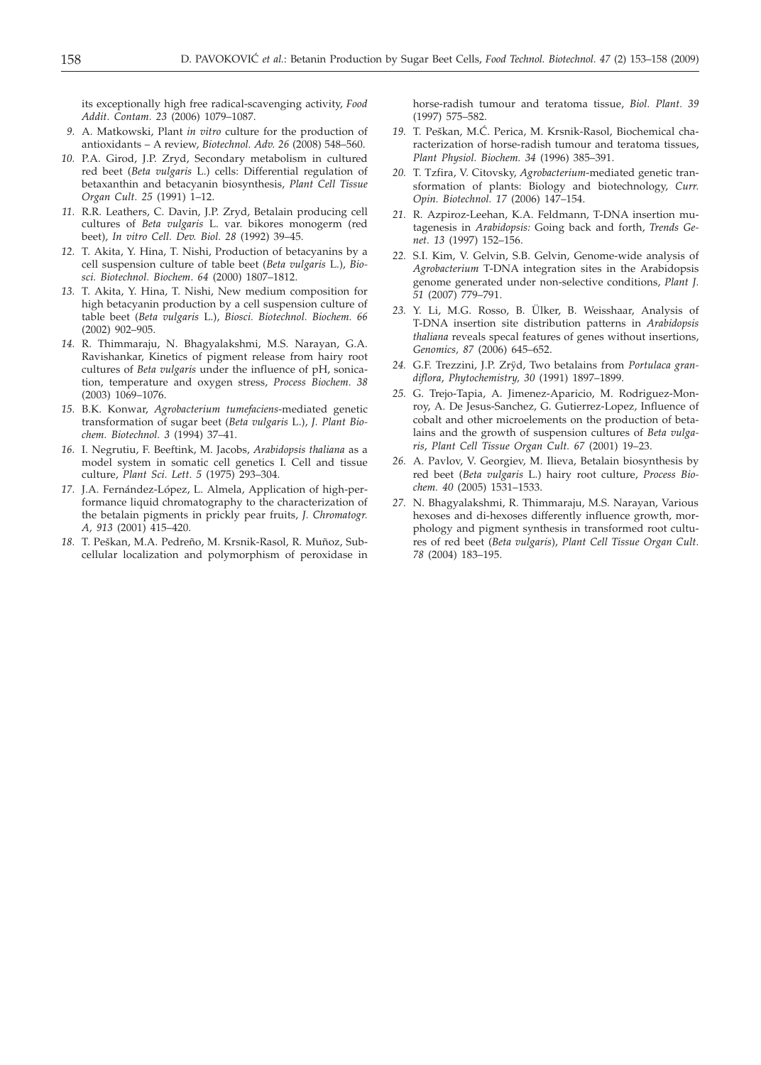its exceptionally high free radical-scavenging activity, *Food Addit. Contam. 23* (2006) 1079–1087.

9. A. Matkowski, Plant *in vitro* culture for the production of antioxidants – A review, *Biotechnol. Adv. 26* (2008) 548–560.
10. P.A. Girod, J.P. Zryd, Secondary metabolism in cultured red beet (*Beta vulgaris* L.) cells: Differential regulation of betaxanthin and betacyanin biosynthesis, *Plant Cell Tissue Organ Cult. 25* (1991) 1–12.
11. R.R. Leathers, C. Davin, J.P. Zryd, Betalain producing cell cultures of *Beta vulgaris* L. var. bikores monogerm (red beet), *In vitro Cell. Dev. Biol. 28* (1992) 39–45.
12. T. Akita, Y. Hina, T. Nishi, Production of betacyanins by a cell suspension culture of table beet (*Beta vulgaris* L.), *Biosci. Biotechnol. Biochem. 64* (2000) 1807–1812.
13. T. Akita, Y. Hina, T. Nishi, New medium composition for high betacyanin production by a cell suspension culture of table beet (*Beta vulgaris* L.), *Biosci. Biotechnol. Biochem. 66* (2002) 902–905.
14. R. Thimmaraju, N. Bhagyalakshmi, M.S. Narayan, G.A. Ravishankar, Kinetics of pigment release from hairy root cultures of *Beta vulgaris* under the influence of pH, sonication, temperature and oxygen stress, *Process Biochem. 38* (2003) 1069–1076.
15. B.K. Konwar, *Agrobacterium tumefaciens*-mediated genetic transformation of sugar beet (*Beta vulgaris* L.), *J. Plant Biochem. Biotechnol. 3* (1994) 37–41.
16. I. Negrutiu, F. Beeftink, M. Jacobs, *Arabidopsis thaliana* as a model system in somatic cell genetics I. Cell and tissue culture, *Plant Sci. Lett. 5* (1975) 293–304.
17. J.A. Fernández-López, L. Almela, Application of high-performance liquid chromatography to the characterization of the betalain pigments in prickly pear fruits, *J. Chromatogr. A, 913* (2001) 415–420.
18. T. Peškan, M.A. Pedreño, M. Krsnik-Rasol, R. Muñoz, Subcellular localization and polymorphism of peroxidase in horse-radish tumour and teratoma tissue, *Biol. Plant. 39* (1997) 575–582.
19. T. Peškan, M.Ć. Perica, M. Krsnik-Rasol, Biochemical characterization of horse-radish tumour and teratoma tissues, *Plant Physiol. Biochem. 34* (1996) 385–391.
20. T. Tzfira, V. Citovsky, *Agrobacterium*-mediated genetic transformation of plants: Biology and biotechnology, *Curr. Opin. Biotechnol. 17* (2006) 147–154.
21. R. Azpiroz-Leehan, K.A. Feldmann, T-DNA insertion mutagenesis in *Arabidopsis:* Going back and forth, *Trends Genet. 13* (1997) 152–156.
22. S.I. Kim, V. Gelvin, S.B. Gelvin, Genome-wide analysis of *Agrobacterium* T-DNA integration sites in the Arabidopsis genome generated under non-selective conditions, *Plant J. 51* (2007) 779–791.
23. Y. Li, M.G. Rosso, B. Ülker, B. Weisshaar, Analysis of T-DNA insertion site distribution patterns in *Arabidopsis thaliana* reveals specal features of genes without insertions, *Genomics, 87* (2006) 645–652.
24. G.F. Trezzini, J.P. Zrÿd, Two betalains from *Portulaca grandiflora*, *Phytochemistry, 30* (1991) 1897–1899.
25. G. Trejo-Tapia, A. Jimenez-Aparicio, M. Rodriguez-Monroy, A. De Jesus-Sanchez, G. Gutierrez-Lopez, Influence of cobalt and other microelements on the production of betalains and the growth of suspension cultures of *Beta vulgaris*, *Plant Cell Tissue Organ Cult. 67* (2001) 19–23.
26. A. Pavlov, V. Georgiev, M. Ilieva, Betalain biosynthesis by red beet (*Beta vulgaris* L.) hairy root culture, *Process Biochem. 40* (2005) 1531–1533.
27. N. Bhagyalakshmi, R. Thimmaraju, M.S. Narayan, Various hexoses and di-hexoses differently influence growth, morphology and pigment synthesis in transformed root cultures of red beet (*Beta vulgaris*), *Plant Cell Tissue Organ Cult. 78* (2004) 183–195.